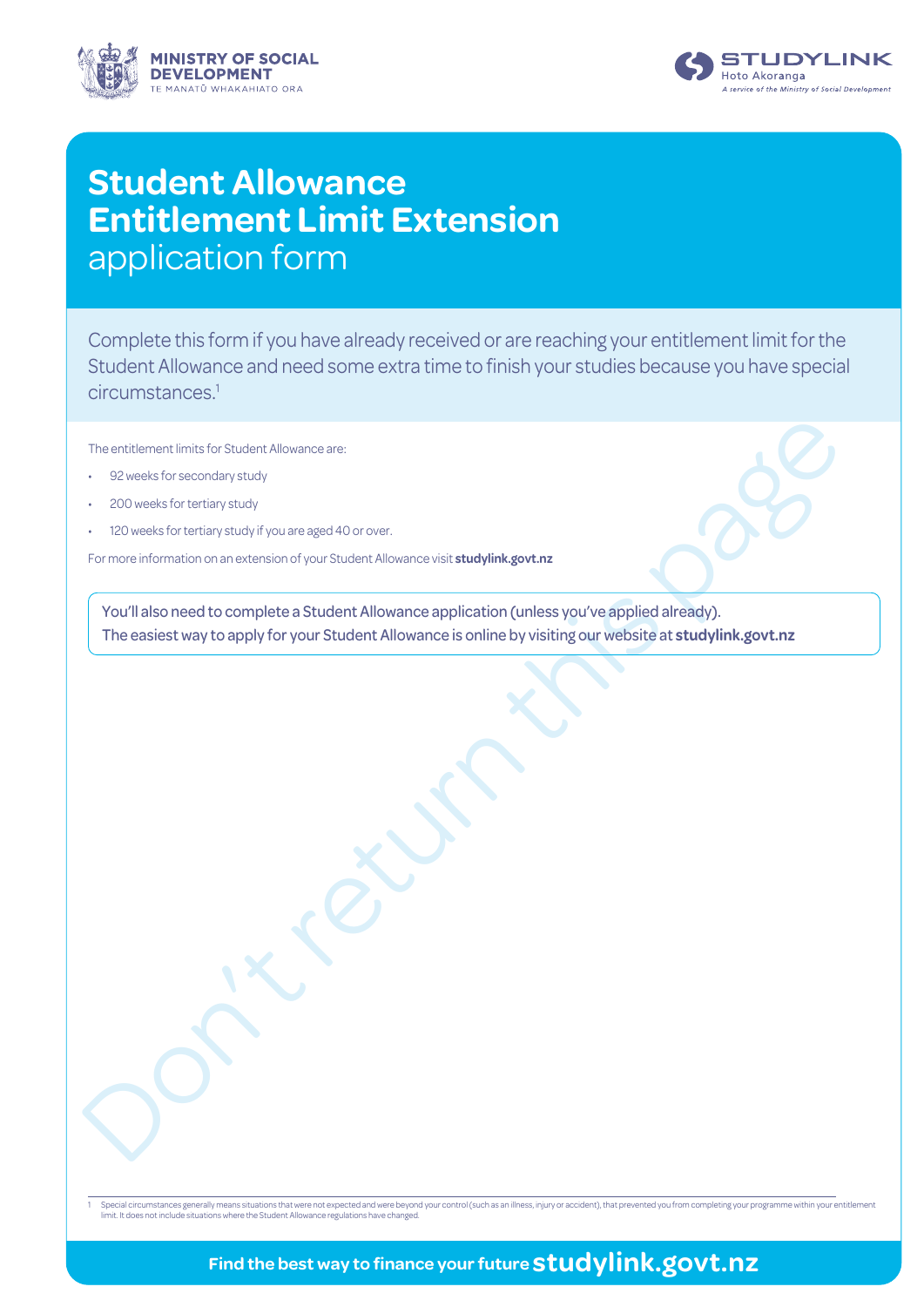# Student Allowance Entitlement Limit Extension application form

Complete this form if you have already received or are reaching your entitlement limit for the Student Allowance and need some extra time to finish your studies because you have special circumstances.[1]

The entitlement limits for Student Allowance are:

- 92 weeks for secondary study
- 200 weeks for tertiary study
- 120 weeks for tertiary study if you are aged 40 or over.

For more information on an extension of your Student Allowance visit **studylink.govt.nz**

You'll also need to complete a Student Allowance application (unless you've applied already). The easiest way to apply for your Student Allowance is online by visiting our website at **studylink.govt.nz**

Don't return this page

[1] Special circumstances generally means situations that were not expected and were beyond your control (such as an illness, injury or accident), that prevented you from completing your programme within your entitlement limit. It does not include situations where the Student Allowance regulations have changed.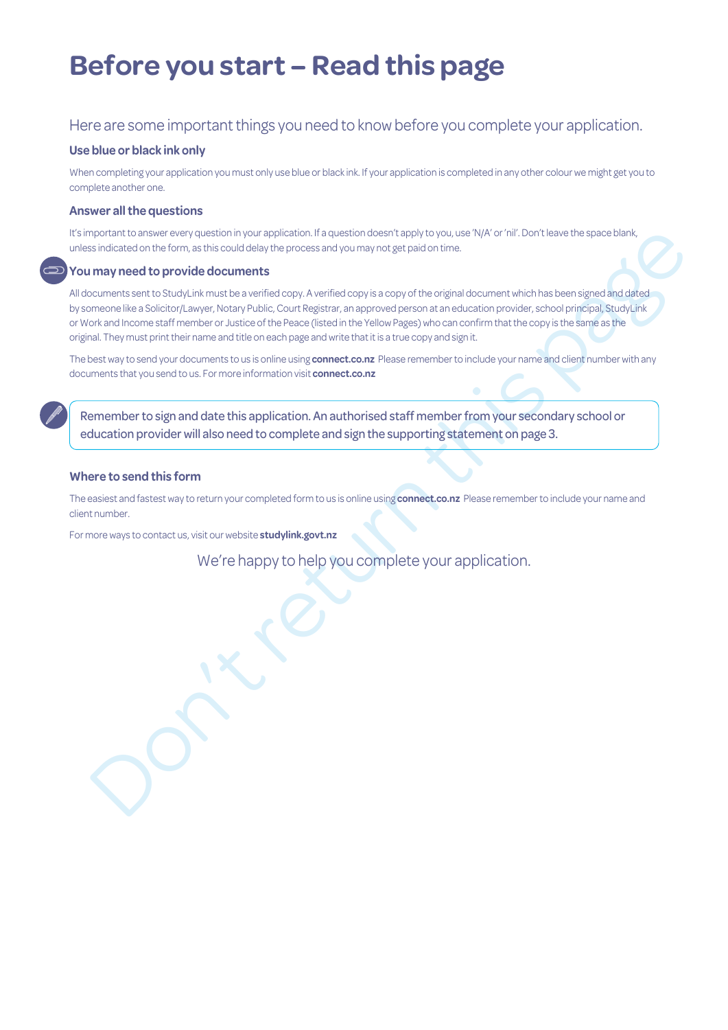# Before you start – Read this page

Here are some important things you need to know before you complete your application.

### Use blue or black ink only

When completing your application you must only use blue or black ink. If your application is completed in any other colour we might get you to complete another one.

### Answer all the questions

It's important to answer every question in your application. If a question doesn't apply to you, use 'N/A' or 'nil'. Don't leave the space blank, unless indicated on the form, as this could delay the process and you may not get paid on time.

### You may need to provide documents

All documents sent to StudyLink must be a verified copy. A verified copy is a copy of the original document which has been signed and dated by someone like a Solicitor/Lawyer, Notary Public, Court Registrar, an approved person at an education provider, school principal, StudyLink or Work and Income staff member or Justice of the Peace (listed in the Yellow Pages) who can confirm that the copy is the same as the original. They must print their name and title on each page and write that it is a true copy and sign it.

The best way to send your documents to us is online using **connect.co.nz** Please remember to include your name and client number with any documents that you send to us. For more information visit **connect.co.nz**

Remember to sign and date this application. An authorised staff member from your secondary school or education provider will also need to complete and sign the supporting statement on page 3.

### Where to send this form

The easiest and fastest way to return your completed form to us is online using **connect.co.nz** Please remember to include your name and client number.

For more ways to contact us, visit our website **studylink.govt.nz**

We're happy to help you complete your application.

Don't return this page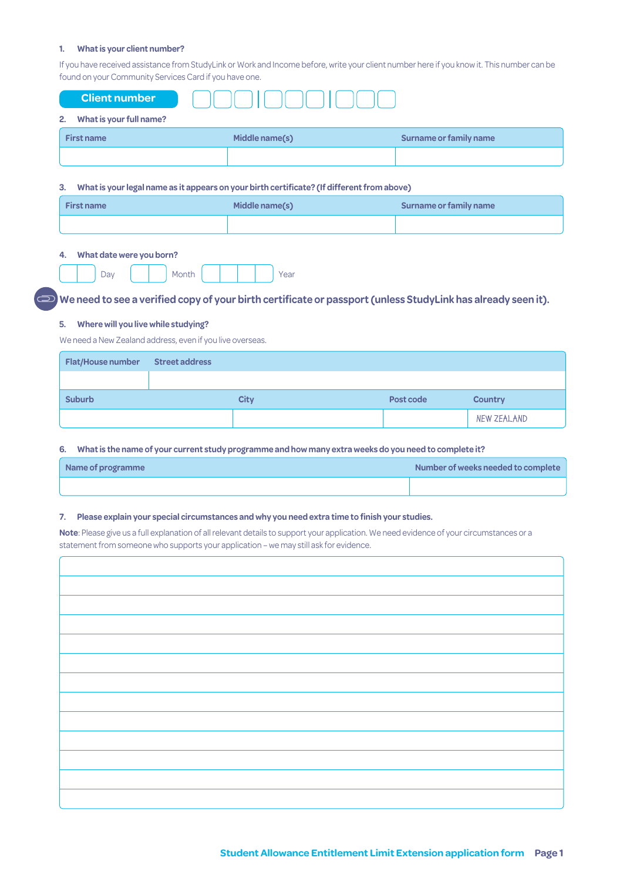1. **What is your client number?**

If you have received assistance from StudyLink or Work and Income before, write your client number here if you know it. This number can be found on your Community Services Card if you have one.

**Client number** ☐☐☐ | ☐☐☐ | ☐☐☐

2. **What is your full name?**

| First name | Middle name(s) | Surname or family name |
|---|---|---|
| | | |

3. **What is your legal name as it appears on your birth certificate? (If different from above)**

| First name | Middle name(s) | Surname or family name |
|---|---|---|
| | | |

4. **What date were you born?**

☐☐ Day ☐☐ Month ☐☐☐☐ Year

**We need to see a verified copy of your birth certificate or passport (unless StudyLink has already seen it).**

5. **Where will you live while studying?**

We need a New Zealand address, even if you live overseas.

| Flat/House number | Street address | | |
|---|---|---|---|
| | | | |
| **Suburb** | **City** | **Post code** | **Country** |
| | | | NEW ZEALAND |

6. **What is the name of your current study programme and how many extra weeks do you need to complete it?**

| Name of programme | Number of weeks needed to complete |
|---|---|
| | |

7. **Please explain your special circumstances and why you need extra time to finish your studies.**

**Note**: Please give us a full explanation of all relevant details to support your application. We need evidence of your circumstances or a statement from someone who supports your application – we may still ask for evidence.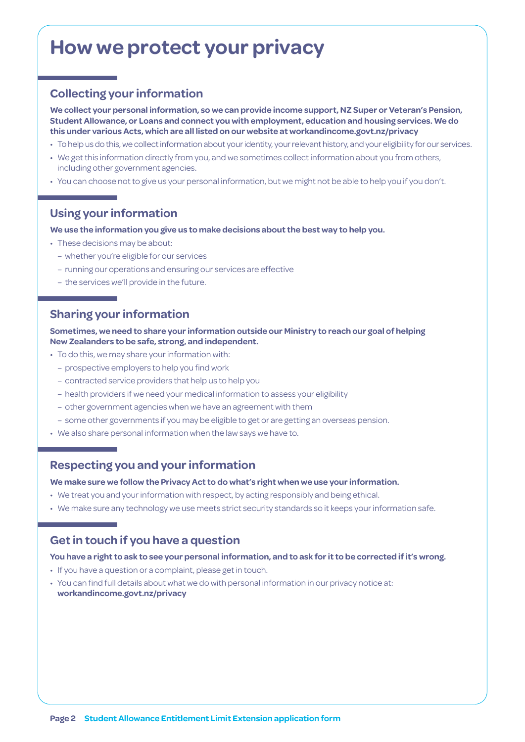# How we protect your privacy

## Collecting your information

**We collect your personal information, so we can provide income support, NZ Super or Veteran's Pension, Student Allowance, or Loans and connect you with employment, education and housing services. We do this under various Acts, which are all listed on our website at workandincome.govt.nz/privacy**

- To help us do this, we collect information about your identity, your relevant history, and your eligibility for our services.
- We get this information directly from you, and we sometimes collect information about you from others, including other government agencies.
- You can choose not to give us your personal information, but we might not be able to help you if you don't.

## Using your information

**We use the information you give us to make decisions about the best way to help you.**

- These decisions may be about:
  - whether you're eligible for our services
  - running our operations and ensuring our services are effective
  - the services we'll provide in the future.

## Sharing your information

**Sometimes, we need to share your information outside our Ministry to reach our goal of helping New Zealanders to be safe, strong, and independent.**

- To do this, we may share your information with:
  - prospective employers to help you find work
  - contracted service providers that help us to help you
  - health providers if we need your medical information to assess your eligibility
  - other government agencies when we have an agreement with them
  - some other governments if you may be eligible to get or are getting an overseas pension.
- We also share personal information when the law says we have to.

## Respecting you and your information

**We make sure we follow the Privacy Act to do what's right when we use your information.**

- We treat you and your information with respect, by acting responsibly and being ethical.
- We make sure any technology we use meets strict security standards so it keeps your information safe.

## Get in touch if you have a question

**You have a right to ask to see your personal information, and to ask for it to be corrected if it's wrong.**

- If you have a question or a complaint, please get in touch.
- You can find full details about what we do with personal information in our privacy notice at: **workandincome.govt.nz/privacy**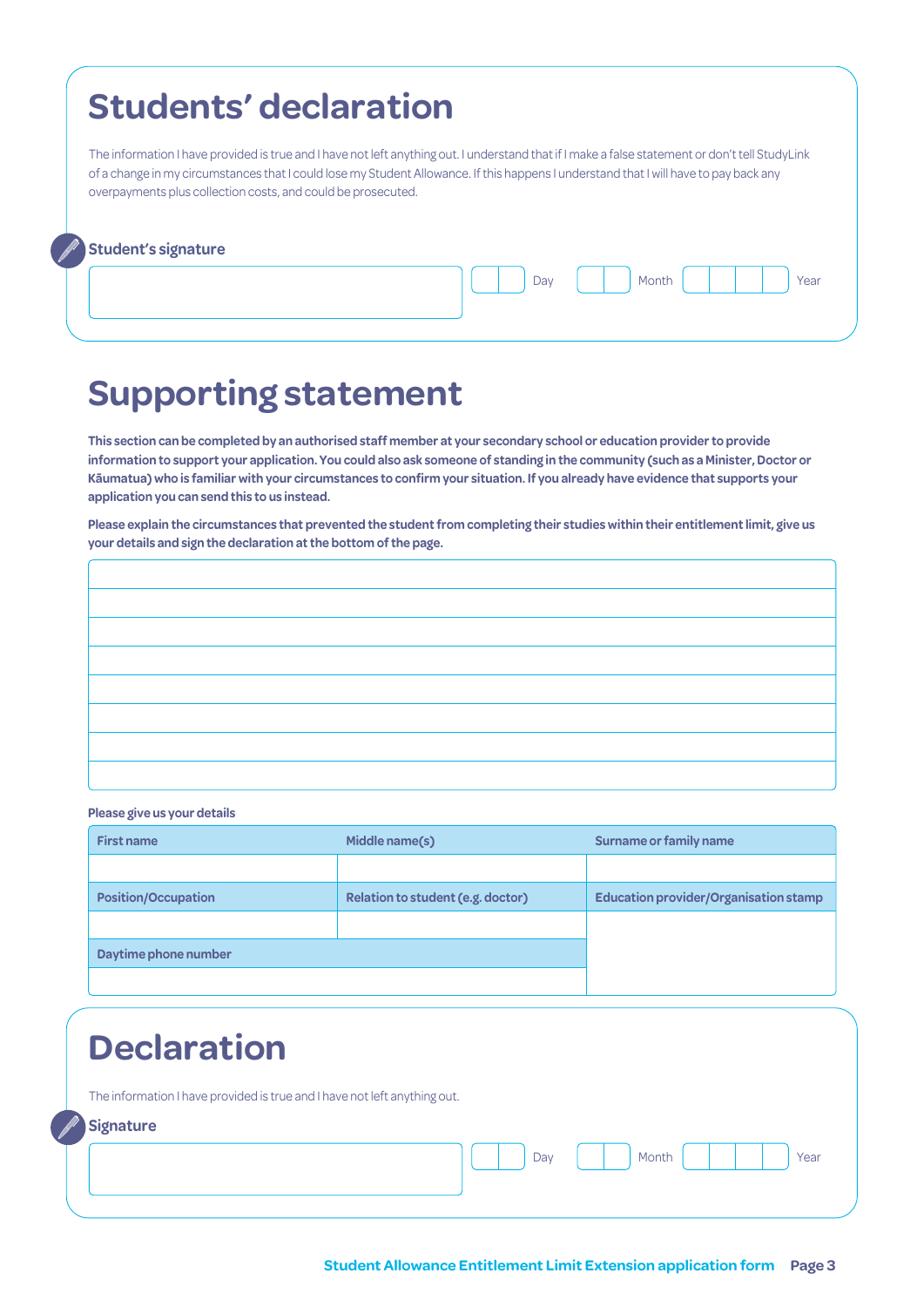# Students' declaration

The information I have provided is true and I have not left anything out. I understand that if I make a false statement or don't tell StudyLink of a change in my circumstances that I could lose my Student Allowance. If this happens I understand that I will have to pay back any overpayments plus collection costs, and could be prosecuted.

**Student's signature**

| | Day | Month | Year |
|---|---|---|---|
| | | | |

# Supporting statement

**This section can be completed by an authorised staff member at your secondary school or education provider to provide information to support your application. You could also ask someone of standing in the community (such as a Minister, Doctor or Kāumatua) who is familiar with your circumstances to confirm your situation. If you already have evidence that supports your application you can send this to us instead.**

**Please explain the circumstances that prevented the student from completing their studies within their entitlement limit, give us your details and sign the declaration at the bottom of the page.**

**Please give us your details**

| First name | Middle name(s) | Surname or family name |
|---|---|---|
| | | |
| **Position/Occupation** | **Relation to student (e.g. doctor)** | **Education provider/Organisation stamp** |
| | | |
| **Daytime phone number** | | |
| | | |

# Declaration

The information I have provided is true and I have not left anything out.

**Signature**

| | Day | Month | Year |
|---|---|---|---|
| | | | |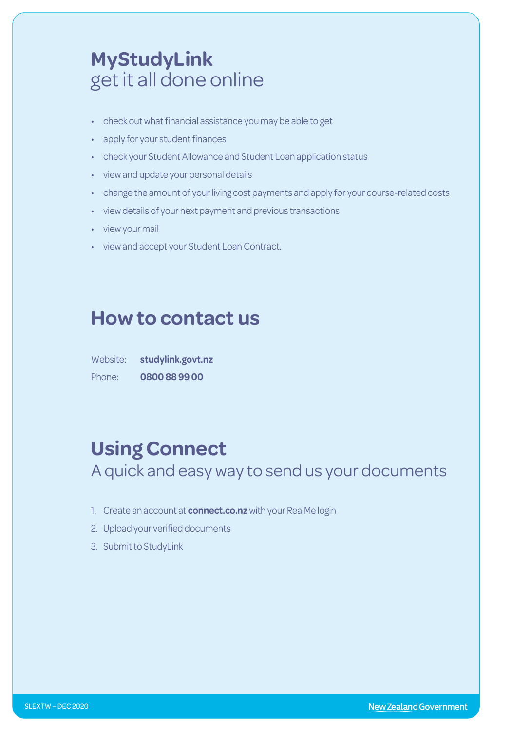## MyStudyLink
get it all done online

- check out what financial assistance you may be able to get
- apply for your student finances
- check your Student Allowance and Student Loan application status
- view and update your personal details
- change the amount of your living cost payments and apply for your course-related costs
- view details of your next payment and previous transactions
- view your mail
- view and accept your Student Loan Contract.

## How to contact us

Website: **studylink.govt.nz**

Phone: **0800 88 99 00**

## Using Connect
A quick and easy way to send us your documents

1. Create an account at **connect.co.nz** with your RealMe login
2. Upload your verified documents
3. Submit to StudyLink

SLEXTW – DEC 2020

New Zealand Government